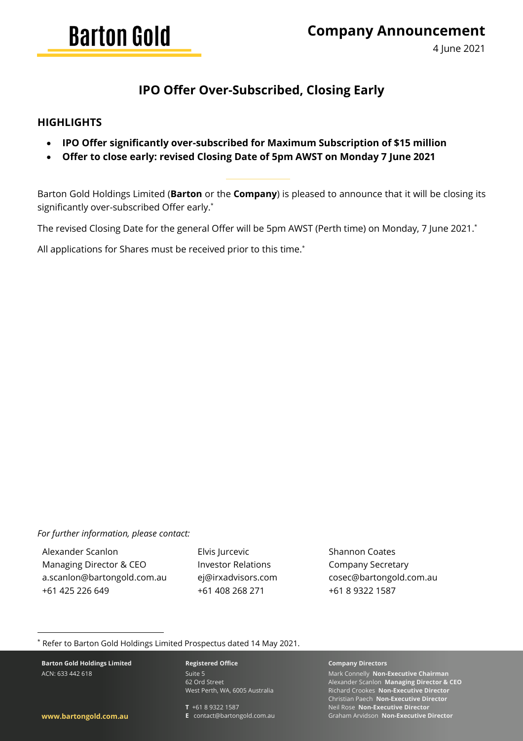Barton Gold

# Company Announcement

4 June 2021

## IPO Offer Over-Subscribed, Closing Early

### HIGHLIGHTS

- **IPO Offer significantly over-subscribed for Maximum Subscription of $15 million**
- **Offer to close early: revised Closing Date of 5pm AWST on Monday 7 June 2021**

Barton Gold Holdings Limited (**Barton** or the **Company**) is pleased to announce that it will be closing its significantly over-subscribed Offer early.*

The revised Closing Date for the general Offer will be 5pm AWST (Perth time) on Monday, 7 June 2021.*

All applications for Shares must be received prior to this time.*

*For further information, please contact:*

| | | |
|---|---|---|
| Alexander Scanlon | Elvis Jurcevic | Shannon Coates |
| Managing Director & CEO | Investor Relations | Company Secretary |
| a.scanlon@bartongold.com.au | ej@irxadvisors.com | cosec@bartongold.com.au |
| +61 425 226 649 | +61 408 268 271 | +61 8 9322 1587 |

* Refer to Barton Gold Holdings Limited Prospectus dated 14 May 2021.

**Barton Gold Holdings Limited**
ACN: 633 442 618

**www.bartongold.com.au**

**Registered Office**
Suite 5
62 Ord Street
West Perth, WA, 6005 Australia

**T** +61 8 9322 1587
**E** contact@bartongold.com.au

**Company Directors**
Mark Connelly **Non-Executive Chairman**
Alexander Scanlon **Managing Director & CEO**
Richard Crookes **Non-Executive Director**
Christian Paech **Non-Executive Director**
Neil Rose **Non-Executive Director**
Graham Arvidson **Non-Executive Director**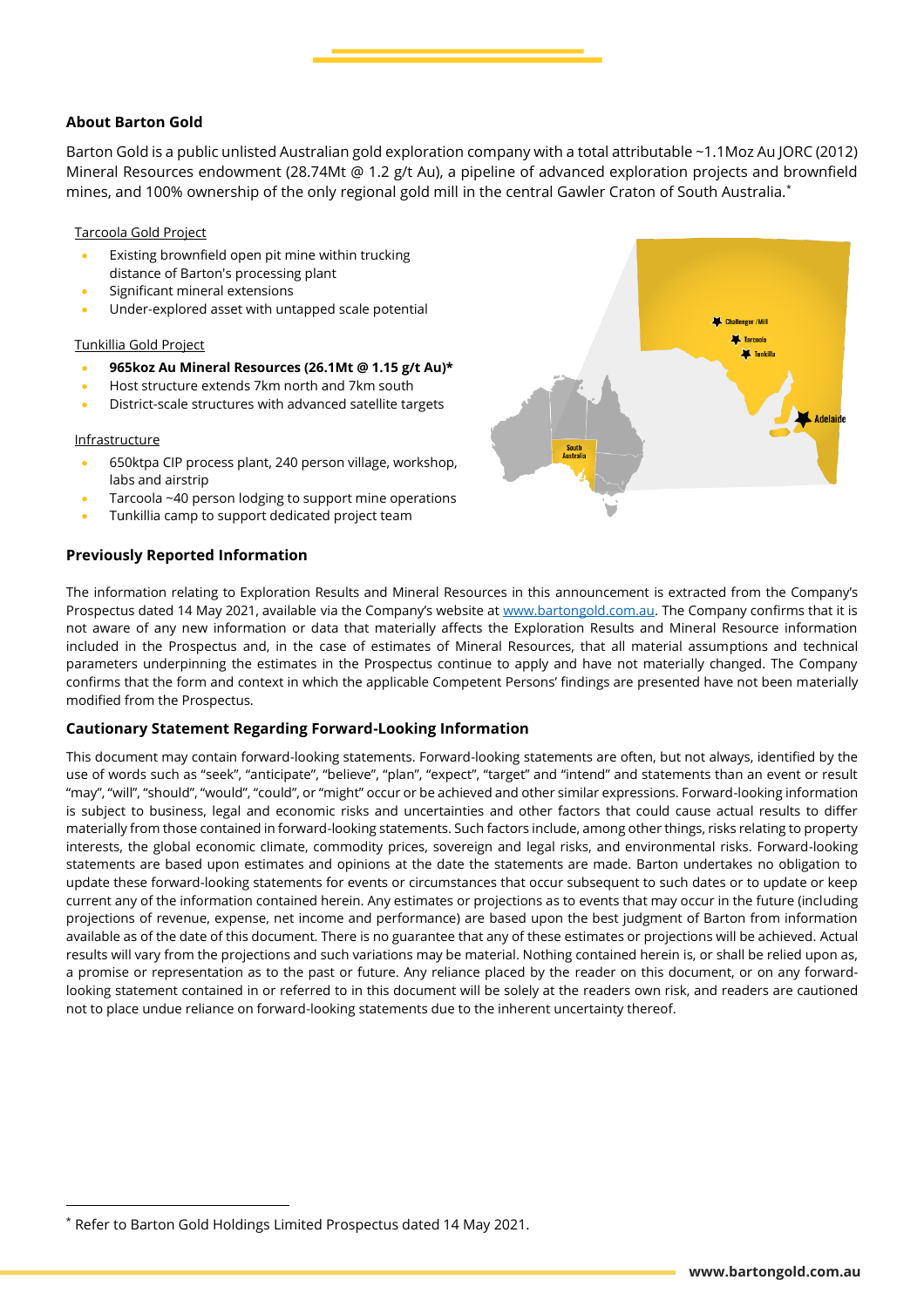## About Barton Gold

Barton Gold is a public unlisted Australian gold exploration company with a total attributable ~1.1Moz Au JORC (2012) Mineral Resources endowment (28.74Mt @ 1.2 g/t Au), a pipeline of advanced exploration projects and brownfield mines, and 100% ownership of the only regional gold mill in the central Gawler Craton of South Australia.*

Tarcoola Gold Project

- Existing brownfield open pit mine within trucking distance of Barton's processing plant
- Significant mineral extensions
- Under-explored asset with untapped scale potential

Tunkillia Gold Project

- **965koz Au Mineral Resources (26.1Mt @ 1.15 g/t Au)***
- Host structure extends 7km north and 7km south
- District-scale structures with advanced satellite targets

Infrastructure

- 650ktpa CIP process plant, 240 person village, workshop, labs and airstrip
- Tarcoola ~40 person lodging to support mine operations
- Tunkillia camp to support dedicated project team

Challenger / Mill
Tarcoola
Tunkillia
Adelaide
South Australia

## Previously Reported Information

The information relating to Exploration Results and Mineral Resources in this announcement is extracted from the Company's Prospectus dated 14 May 2021, available via the Company's website at www.bartongold.com.au. The Company confirms that it is not aware of any new information or data that materially affects the Exploration Results and Mineral Resource information included in the Prospectus and, in the case of estimates of Mineral Resources, that all material assumptions and technical parameters underpinning the estimates in the Prospectus continue to apply and have not materially changed. The Company confirms that the form and context in which the applicable Competent Persons' findings are presented have not been materially modified from the Prospectus.

## Cautionary Statement Regarding Forward-Looking Information

This document may contain forward-looking statements. Forward-looking statements are often, but not always, identified by the use of words such as "seek", "anticipate", "believe", "plan", "expect", "target" and "intend" and statements than an event or result "may", "will", "should", "would", "could", or "might" occur or be achieved and other similar expressions. Forward-looking information is subject to business, legal and economic risks and uncertainties and other factors that could cause actual results to differ materially from those contained in forward-looking statements. Such factors include, among other things, risks relating to property interests, the global economic climate, commodity prices, sovereign and legal risks, and environmental risks. Forward-looking statements are based upon estimates and opinions at the date the statements are made. Barton undertakes no obligation to update these forward-looking statements for events or circumstances that occur subsequent to such dates or to update or keep current any of the information contained herein. Any estimates or projections as to events that may occur in the future (including projections of revenue, expense, net income and performance) are based upon the best judgment of Barton from information available as of the date of this document. There is no guarantee that any of these estimates or projections will be achieved. Actual results will vary from the projections and such variations may be material. Nothing contained herein is, or shall be relied upon as, a promise or representation as to the past or future. Any reliance placed by the reader on this document, or on any forward-looking statement contained in or referred to in this document will be solely at the readers own risk, and readers are cautioned not to place undue reliance on forward-looking statements due to the inherent uncertainty thereof.

* Refer to Barton Gold Holdings Limited Prospectus dated 14 May 2021.